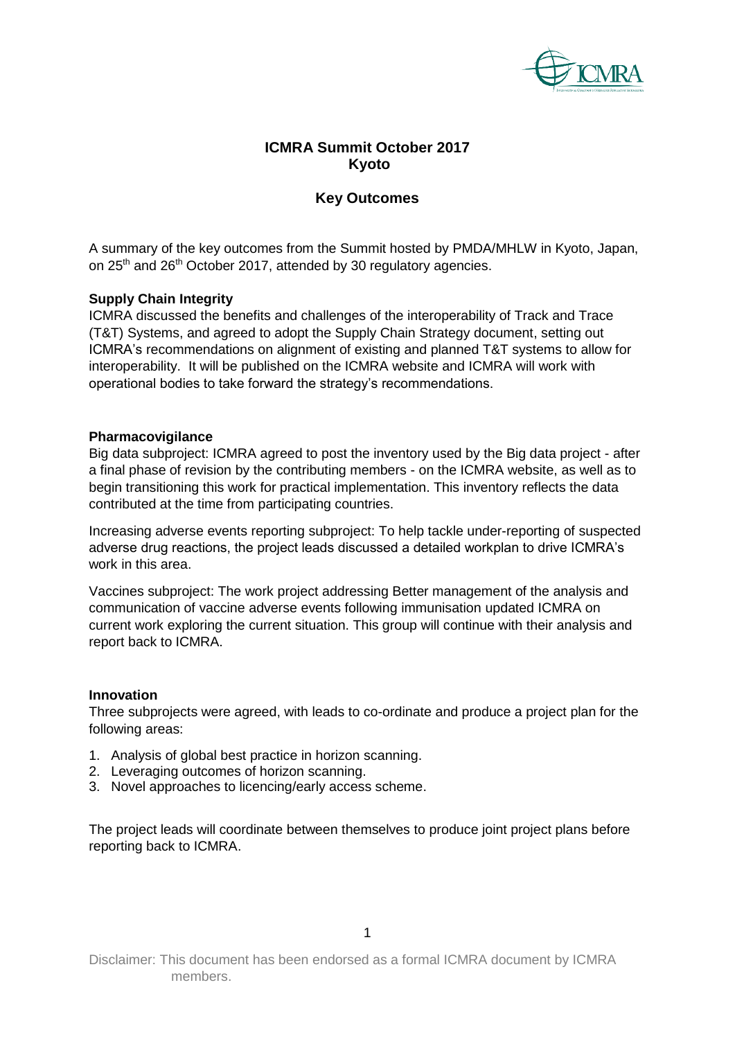# ICMRA Summit October 2017 Kyoto

## Key Outcomes

A summary of the key outcomes from the Summit hosted by PMDA/MHLW in Kyoto, Japan, on 25th and 26th October 2017, attended by 30 regulatory agencies.

**Supply Chain Integrity**

ICMRA discussed the benefits and challenges of the interoperability of Track and Trace (T&T) Systems, and agreed to adopt the Supply Chain Strategy document, setting out ICMRA's recommendations on alignment of existing and planned T&T systems to allow for interoperability. It will be published on the ICMRA website and ICMRA will work with operational bodies to take forward the strategy's recommendations.

**Pharmacovigilance**

Big data subproject: ICMRA agreed to post the inventory used by the Big data project - after a final phase of revision by the contributing members - on the ICMRA website, as well as to begin transitioning this work for practical implementation. This inventory reflects the data contributed at the time from participating countries.

Increasing adverse events reporting subproject: To help tackle under-reporting of suspected adverse drug reactions, the project leads discussed a detailed workplan to drive ICMRA's work in this area.

Vaccines subproject: The work project addressing Better management of the analysis and communication of vaccine adverse events following immunisation updated ICMRA on current work exploring the current situation. This group will continue with their analysis and report back to ICMRA.

**Innovation**

Three subprojects were agreed, with leads to co-ordinate and produce a project plan for the following areas:

1. Analysis of global best practice in horizon scanning.
2. Leveraging outcomes of horizon scanning.
3. Novel approaches to licencing/early access scheme.

The project leads will coordinate between themselves to produce joint project plans before reporting back to ICMRA.

Disclaimer: This document has been endorsed as a formal ICMRA document by ICMRA members.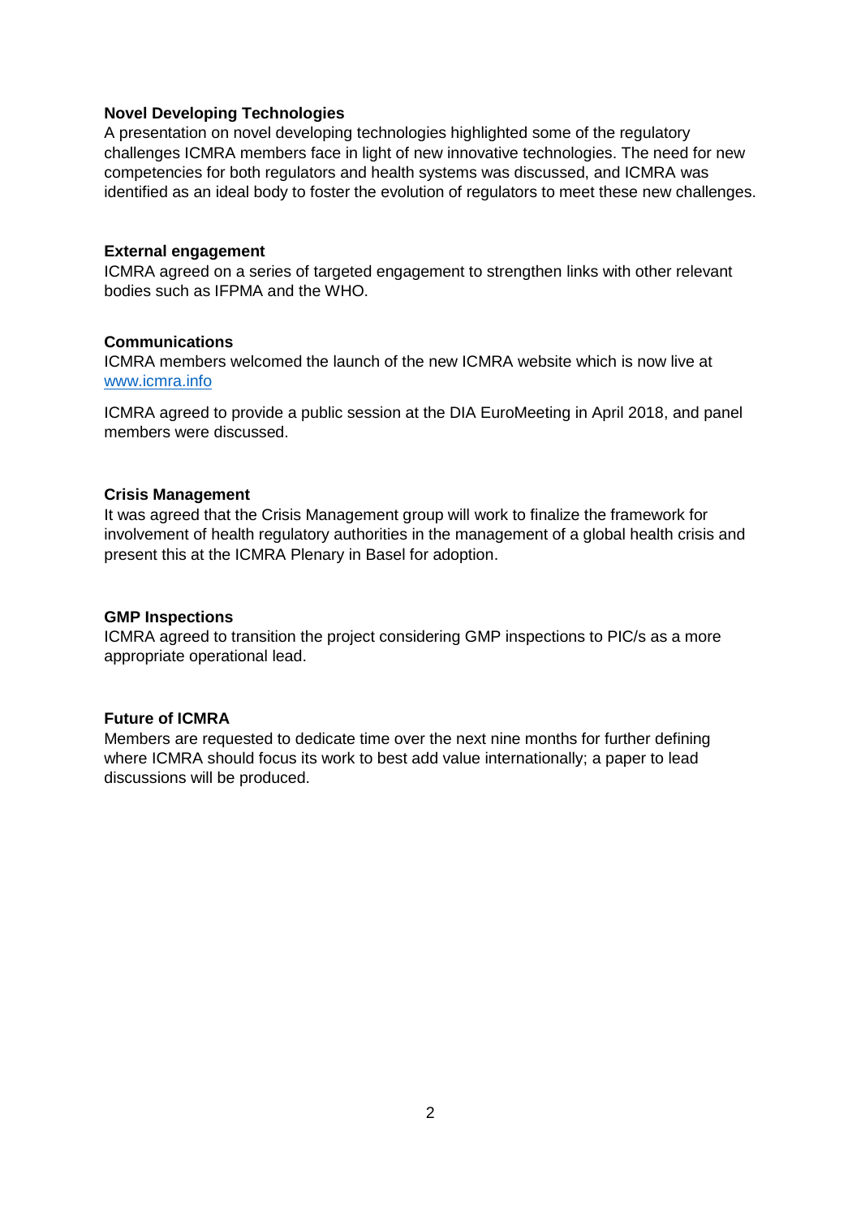**Novel Developing Technologies**

A presentation on novel developing technologies highlighted some of the regulatory challenges ICMRA members face in light of new innovative technologies. The need for new competencies for both regulators and health systems was discussed, and ICMRA was identified as an ideal body to foster the evolution of regulators to meet these new challenges.

**External engagement**

ICMRA agreed on a series of targeted engagement to strengthen links with other relevant bodies such as IFPMA and the WHO.

**Communications**

ICMRA members welcomed the launch of the new ICMRA website which is now live at [www.icmra.info](http://www.icmra.info)

ICMRA agreed to provide a public session at the DIA EuroMeeting in April 2018, and panel members were discussed.

**Crisis Management**

It was agreed that the Crisis Management group will work to finalize the framework for involvement of health regulatory authorities in the management of a global health crisis and present this at the ICMRA Plenary in Basel for adoption.

**GMP Inspections**

ICMRA agreed to transition the project considering GMP inspections to PIC/s as a more appropriate operational lead.

**Future of ICMRA**

Members are requested to dedicate time over the next nine months for further defining where ICMRA should focus its work to best add value internationally; a paper to lead discussions will be produced.